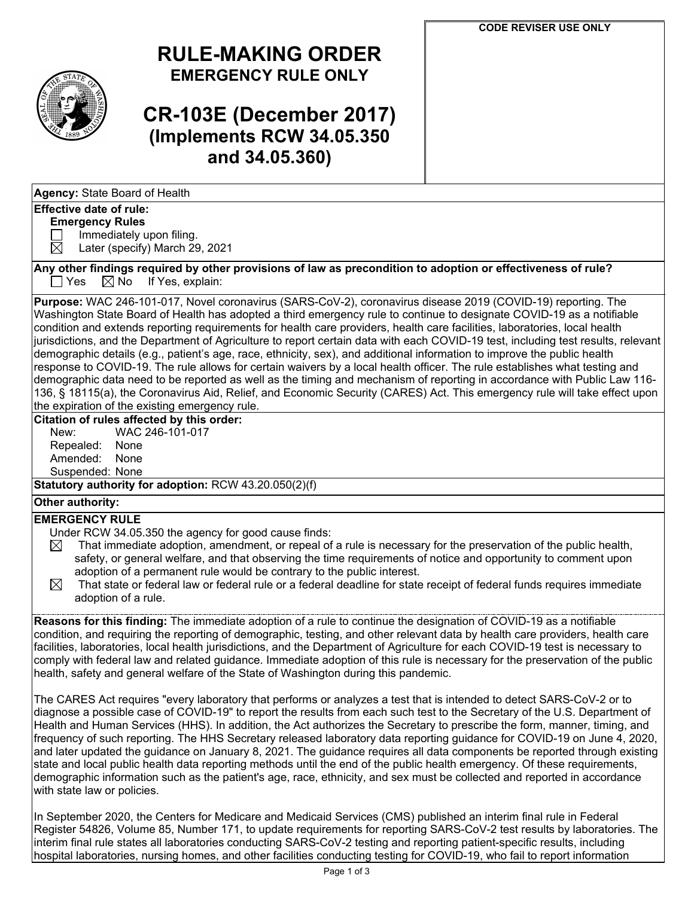# RULE-MAKING ORDER
## EMERGENCY RULE ONLY

# CR-103E (December 2017)
## (Implements RCW 34.05.350 and 34.05.360)

**CODE REVISER USE ONLY**

**Agency:** State Board of Health

**Effective date of rule:**
**Emergency Rules**
☐ Immediately upon filing.
☒ Later (specify) March 29, 2021

**Any other findings required by other provisions of law as precondition to adoption or effectiveness of rule?**
☐ Yes ☒ No If Yes, explain:

**Purpose:** WAC 246-101-017, Novel coronavirus (SARS-CoV-2), coronavirus disease 2019 (COVID-19) reporting. The Washington State Board of Health has adopted a third emergency rule to continue to designate COVID-19 as a notifiable condition and extends reporting requirements for health care providers, health care facilities, laboratories, local health jurisdictions, and the Department of Agriculture to report certain data with each COVID-19 test, including test results, relevant demographic details (e.g., patient's age, race, ethnicity, sex), and additional information to improve the public health response to COVID-19. The rule allows for certain waivers by a local health officer. The rule establishes what testing and demographic data need to be reported as well as the timing and mechanism of reporting in accordance with Public Law 116-136, § 18115(a), the Coronavirus Aid, Relief, and Economic Security (CARES) Act. This emergency rule will take effect upon the expiration of the existing emergency rule.

**Citation of rules affected by this order:**
New: WAC 246-101-017
Repealed: None
Amended: None
Suspended: None

**Statutory authority for adoption:** RCW 43.20.050(2)(f)

**Other authority:**

**EMERGENCY RULE**
Under RCW 34.05.350 the agency for good cause finds:
☒ That immediate adoption, amendment, or repeal of a rule is necessary for the preservation of the public health, safety, or general welfare, and that observing the time requirements of notice and opportunity to comment upon adoption of a permanent rule would be contrary to the public interest.
☒ That state or federal law or federal rule or a federal deadline for state receipt of federal funds requires immediate adoption of a rule.

**Reasons for this finding:** The immediate adoption of a rule to continue the designation of COVID-19 as a notifiable condition, and requiring the reporting of demographic, testing, and other relevant data by health care providers, health care facilities, laboratories, local health jurisdictions, and the Department of Agriculture for each COVID-19 test is necessary to comply with federal law and related guidance. Immediate adoption of this rule is necessary for the preservation of the public health, safety and general welfare of the State of Washington during this pandemic.

The CARES Act requires "every laboratory that performs or analyzes a test that is intended to detect SARS-CoV-2 or to diagnose a possible case of COVID-19" to report the results from each such test to the Secretary of the U.S. Department of Health and Human Services (HHS). In addition, the Act authorizes the Secretary to prescribe the form, manner, timing, and frequency of such reporting. The HHS Secretary released laboratory data reporting guidance for COVID-19 on June 4, 2020, and later updated the guidance on January 8, 2021. The guidance requires all data components be reported through existing state and local public health data reporting methods until the end of the public health emergency. Of these requirements, demographic information such as the patient's age, race, ethnicity, and sex must be collected and reported in accordance with state law or policies.

In September 2020, the Centers for Medicare and Medicaid Services (CMS) published an interim final rule in Federal Register 54826, Volume 85, Number 171, to update requirements for reporting SARS-CoV-2 test results by laboratories. The interim final rule states all laboratories conducting SARS-CoV-2 testing and reporting patient-specific results, including hospital laboratories, nursing homes, and other facilities conducting testing for COVID-19, who fail to report information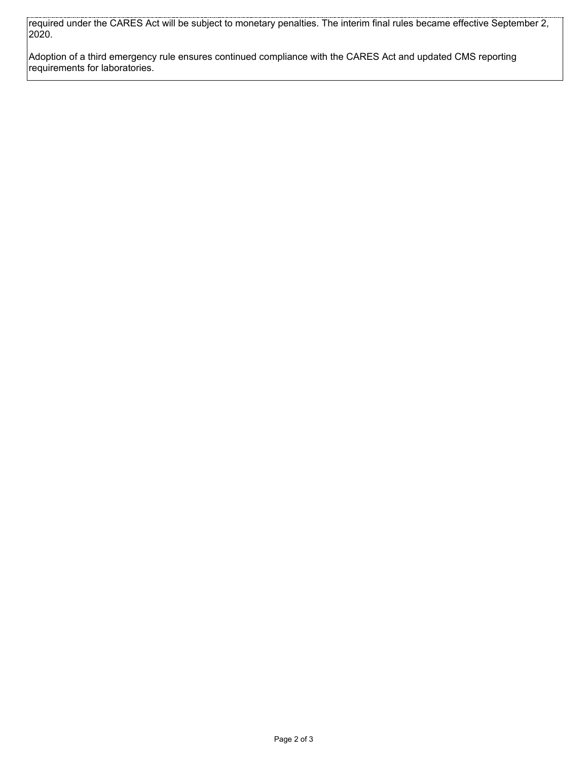required under the CARES Act will be subject to monetary penalties. The interim final rules became effective September 2, 2020.

Adoption of a third emergency rule ensures continued compliance with the CARES Act and updated CMS reporting requirements for laboratories.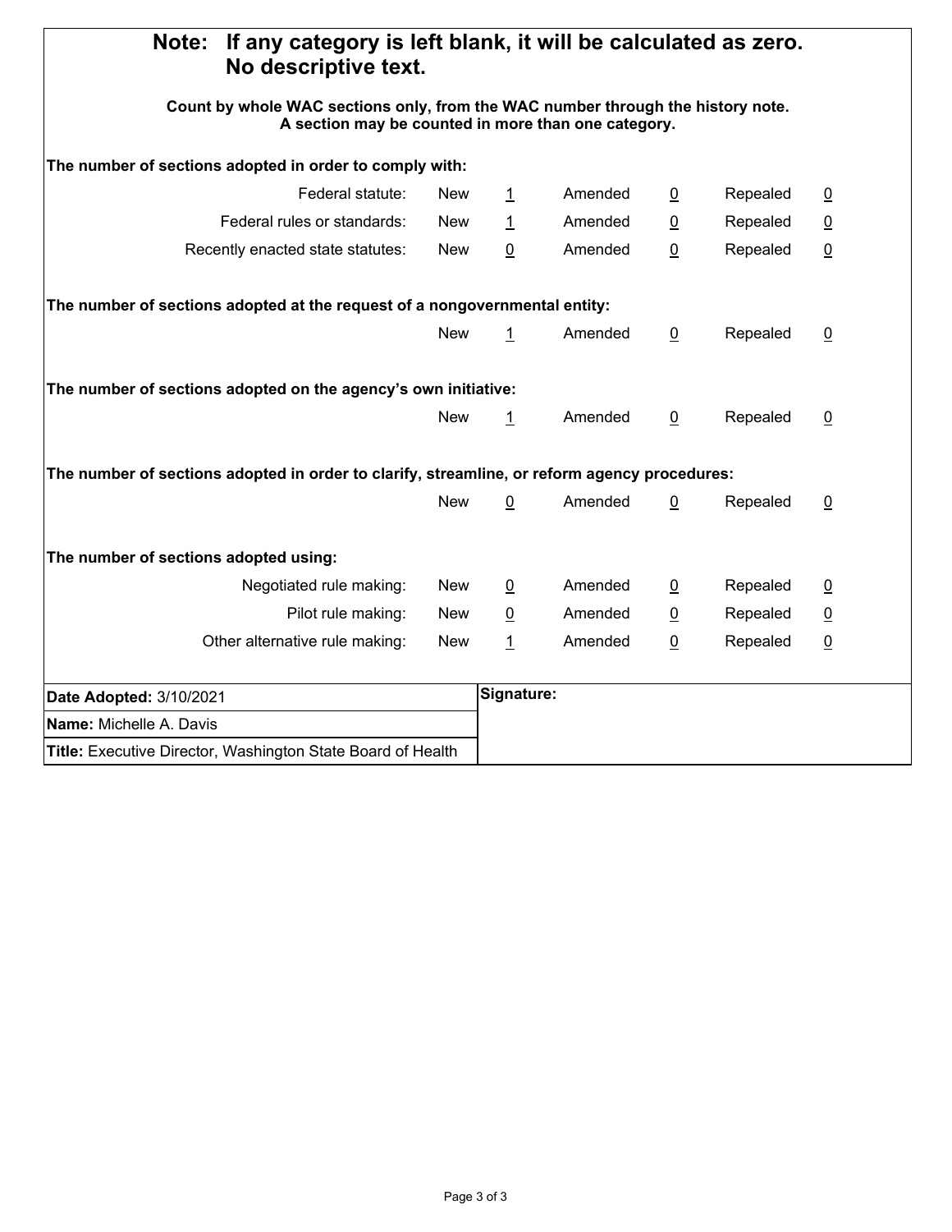**Note: If any category is left blank, it will be calculated as zero. No descriptive text.**

**Count by whole WAC sections only, from the WAC number through the history note. A section may be counted in more than one category.**

**The number of sections adopted in order to comply with:**

| | | | | | | |
|---|---|---|---|---|---|---|
| Federal statute: | New | 1 | Amended | 0 | Repealed | 0 |
| Federal rules or standards: | New | 1 | Amended | 0 | Repealed | 0 |
| Recently enacted state statutes: | New | 0 | Amended | 0 | Repealed | 0 |

**The number of sections adopted at the request of a nongovernmental entity:**

| | | | | | | |
|---|---|---|---|---|---|---|
| | New | 1 | Amended | 0 | Repealed | 0 |

**The number of sections adopted on the agency's own initiative:**

| | | | | | | |
|---|---|---|---|---|---|---|
| | New | 1 | Amended | 0 | Repealed | 0 |

**The number of sections adopted in order to clarify, streamline, or reform agency procedures:**

| | | | | | | |
|---|---|---|---|---|---|---|
| | New | 0 | Amended | 0 | Repealed | 0 |

**The number of sections adopted using:**

| | | | | | | |
|---|---|---|---|---|---|---|
| Negotiated rule making: | New | 0 | Amended | 0 | Repealed | 0 |
| Pilot rule making: | New | 0 | Amended | 0 | Repealed | 0 |
| Other alternative rule making: | New | 1 | Amended | 0 | Repealed | 0 |

| | |
|---|---|
| **Date Adopted:** 3/10/2021 | **Signature:** |
| **Name:** Michelle A. Davis | |
| **Title:** Executive Director, Washington State Board of Health | |